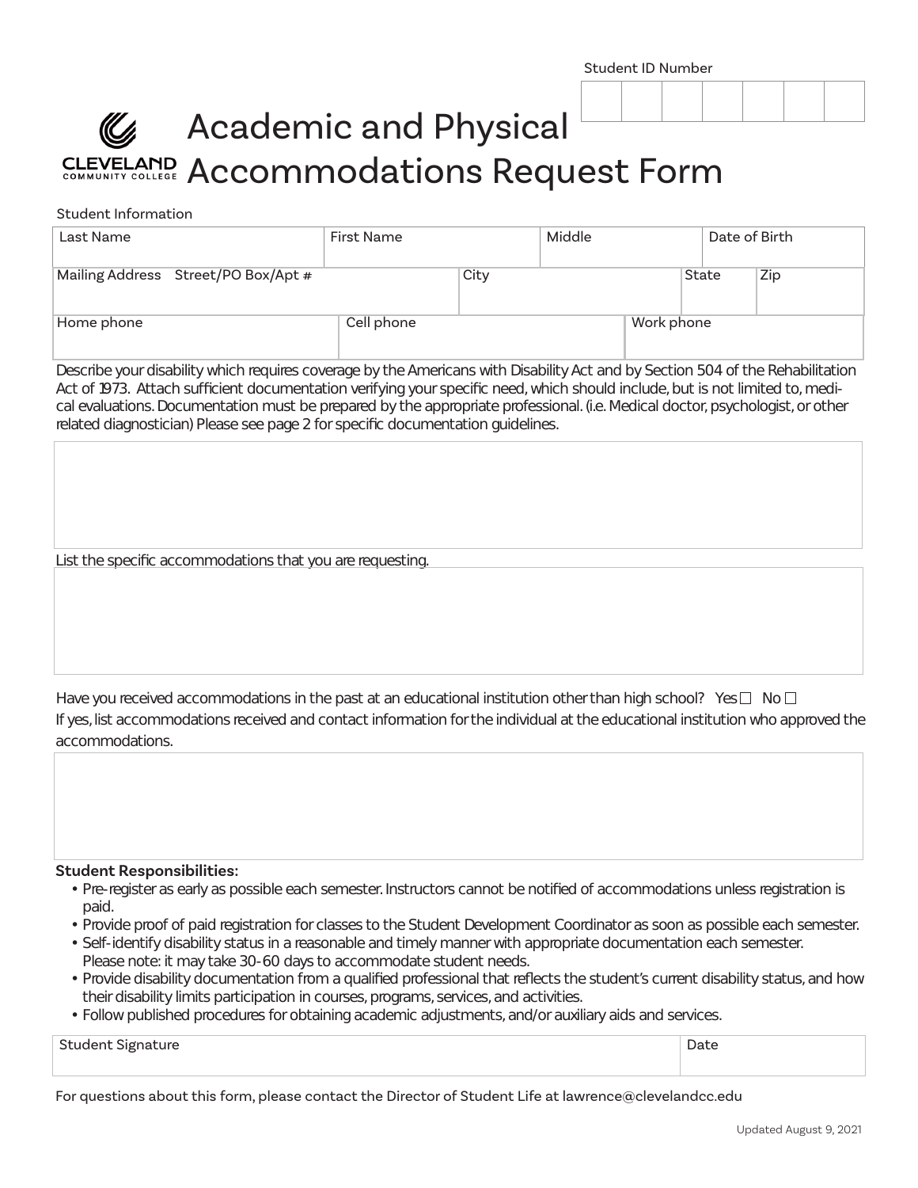Student ID Number

| | | | | | | |
|---|---|---|---|---|---|---|
| | | | | | | |

# Academic and Physical Accommodations Request Form

CLEVELAND COMMUNITY COLLEGE

Student Information

| Last Name | First Name | Middle | Date of Birth |
|---|---|---|---|
| | | | |

| Mailing Address Street/PO Box/Apt # | City | State | Zip |
|---|---|---|---|
| | | | |

| Home phone | Cell phone | Work phone |
|---|---|---|
| | | |

Describe your disability which requires coverage by the Americans with Disability Act and by Section 504 of the Rehabilitation Act of 1973. Attach sufficient documentation verifying your specific need, which should include, but is not limited to, medical evaluations. Documentation must be prepared by the appropriate professional. (i.e. Medical doctor, psychologist, or other related diagnostician) Please see page 2 for specific documentation guidelines.

List the specific accommodations that you are requesting.

Have you received accommodations in the past at an educational institution other than high school? Yes ☐ No ☐

If yes, list accommodations received and contact information for the individual at the educational institution who approved the accommodations.

**Student Responsibilities:**

- Pre-register as early as possible each semester. Instructors cannot be notified of accommodations unless registration is paid.
- Provide proof of paid registration for classes to the Student Development Coordinator as soon as possible each semester.
- Self-identify disability status in a reasonable and timely manner with appropriate documentation each semester. Please note: it may take 30-60 days to accommodate student needs.
- Provide disability documentation from a qualified professional that reflects the student's current disability status, and how their disability limits participation in courses, programs, services, and activities.
- Follow published procedures for obtaining academic adjustments, and/or auxiliary aids and services.

| Student Signature | Date |
|---|---|
| | |

For questions about this form, please contact the Director of Student Life at lawrence@clevelandcc.edu

Updated August 9, 2021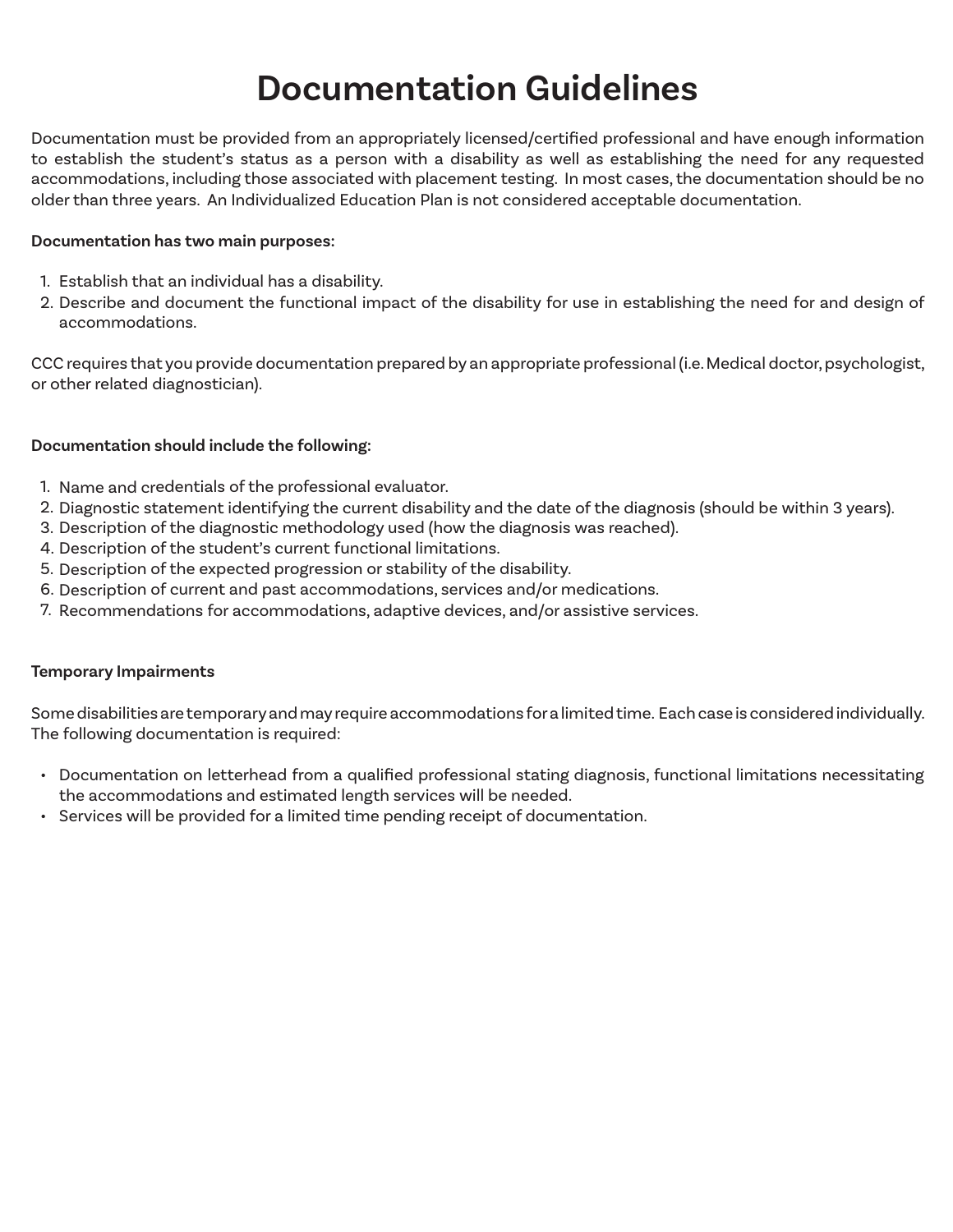# Documentation Guidelines

Documentation must be provided from an appropriately licensed/certified professional and have enough information to establish the student's status as a person with a disability as well as establishing the need for any requested accommodations, including those associated with placement testing. In most cases, the documentation should be no older than three years. An Individualized Education Plan is not considered acceptable documentation.

**Documentation has two main purposes:**

1. Establish that an individual has a disability.
2. Describe and document the functional impact of the disability for use in establishing the need for and design of accommodations.

CCC requires that you provide documentation prepared by an appropriate professional (i.e. Medical doctor, psychologist, or other related diagnostician).

**Documentation should include the following:**

1. Name and credentials of the professional evaluator.
2. Diagnostic statement identifying the current disability and the date of the diagnosis (should be within 3 years).
3. Description of the diagnostic methodology used (how the diagnosis was reached).
4. Description of the student's current functional limitations.
5. Description of the expected progression or stability of the disability.
6. Description of current and past accommodations, services and/or medications.
7. Recommendations for accommodations, adaptive devices, and/or assistive services.

**Temporary Impairments**

Some disabilities are temporary and may require accommodations for a limited time. Each case is considered individually. The following documentation is required:

- Documentation on letterhead from a qualified professional stating diagnosis, functional limitations necessitating the accommodations and estimated length services will be needed.
- Services will be provided for a limited time pending receipt of documentation.